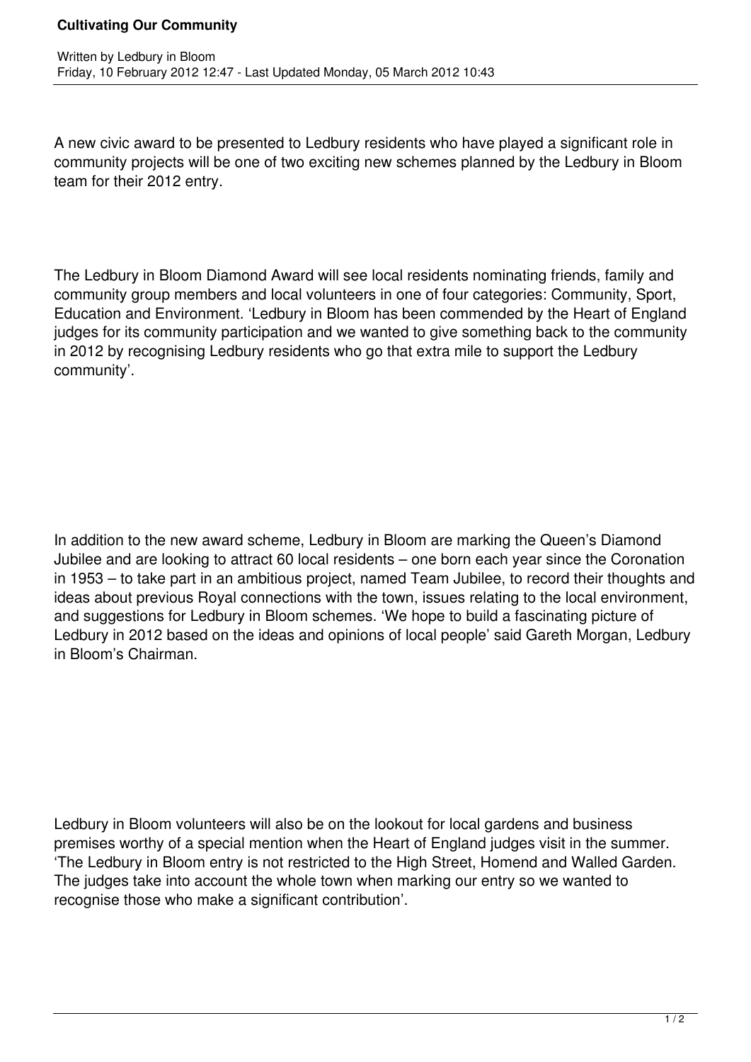# Cultivating Our Community

Written by Ledbury in Bloom
Friday, 10 February 2012 12:47 - Last Updated Monday, 05 March 2012 10:43

A new civic award to be presented to Ledbury residents who have played a significant role in community projects will be one of two exciting new schemes planned by the Ledbury in Bloom team for their 2012 entry.

The Ledbury in Bloom Diamond Award will see local residents nominating friends, family and community group members and local volunteers in one of four categories: Community, Sport, Education and Environment. 'Ledbury in Bloom has been commended by the Heart of England judges for its community participation and we wanted to give something back to the community in 2012 by recognising Ledbury residents who go that extra mile to support the Ledbury community'.

In addition to the new award scheme, Ledbury in Bloom are marking the Queen's Diamond Jubilee and are looking to attract 60 local residents – one born each year since the Coronation in 1953 – to take part in an ambitious project, named Team Jubilee, to record their thoughts and ideas about previous Royal connections with the town, issues relating to the local environment, and suggestions for Ledbury in Bloom schemes. 'We hope to build a fascinating picture of Ledbury in 2012 based on the ideas and opinions of local people' said Gareth Morgan, Ledbury in Bloom's Chairman.

Ledbury in Bloom volunteers will also be on the lookout for local gardens and business premises worthy of a special mention when the Heart of England judges visit in the summer. 'The Ledbury in Bloom entry is not restricted to the High Street, Homend and Walled Garden. The judges take into account the whole town when marking our entry so we wanted to recognise those who make a significant contribution'.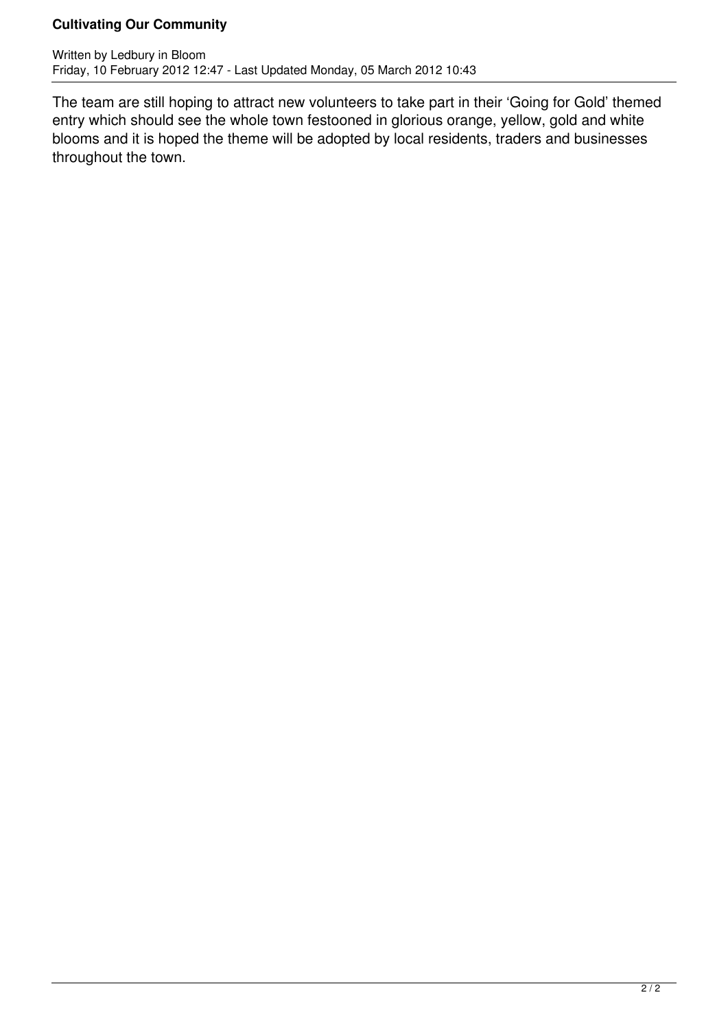The team are still hoping to attract new volunteers to take part in their ‘Going for Gold’ themed entry which should see the whole town festooned in glorious orange, yellow, gold and white blooms and it is hoped the theme will be adopted by local residents, traders and businesses throughout the town.